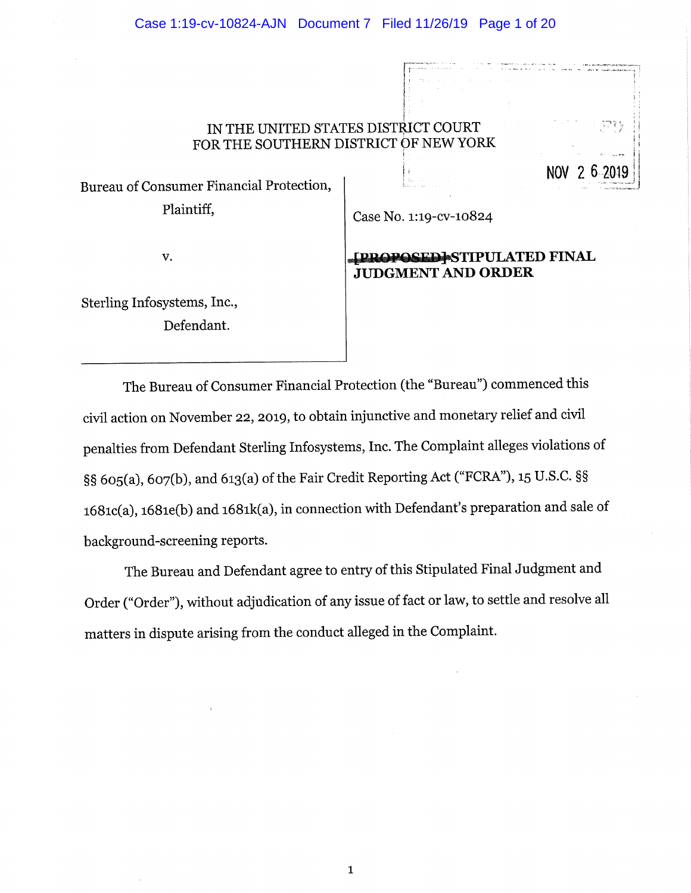IN THE UNITED STATES DISTRICT COURT
FOR THE SOUTHERN DISTRICT OF NEW YORK

NOV 26 2019

| | |
|---|---|
| Bureau of Consumer Financial Protection,<br>Plaintiff,<br><br>v.<br><br>Sterling Infosystems, Inc.,<br>Defendant. | Case No. 1:19-cv-10824<br><br>**~~[PROPOSED]~~ STIPULATED FINAL JUDGMENT AND ORDER** |

The Bureau of Consumer Financial Protection (the "Bureau") commenced this civil action on November 22, 2019, to obtain injunctive and monetary relief and civil penalties from Defendant Sterling Infosystems, Inc. The Complaint alleges violations of §§ 605(a), 607(b), and 613(a) of the Fair Credit Reporting Act ("FCRA"), 15 U.S.C. §§ 1681c(a), 1681e(b) and 1681k(a), in connection with Defendant's preparation and sale of background-screening reports.

The Bureau and Defendant agree to entry of this Stipulated Final Judgment and Order ("Order"), without adjudication of any issue of fact or law, to settle and resolve all matters in dispute arising from the conduct alleged in the Complaint.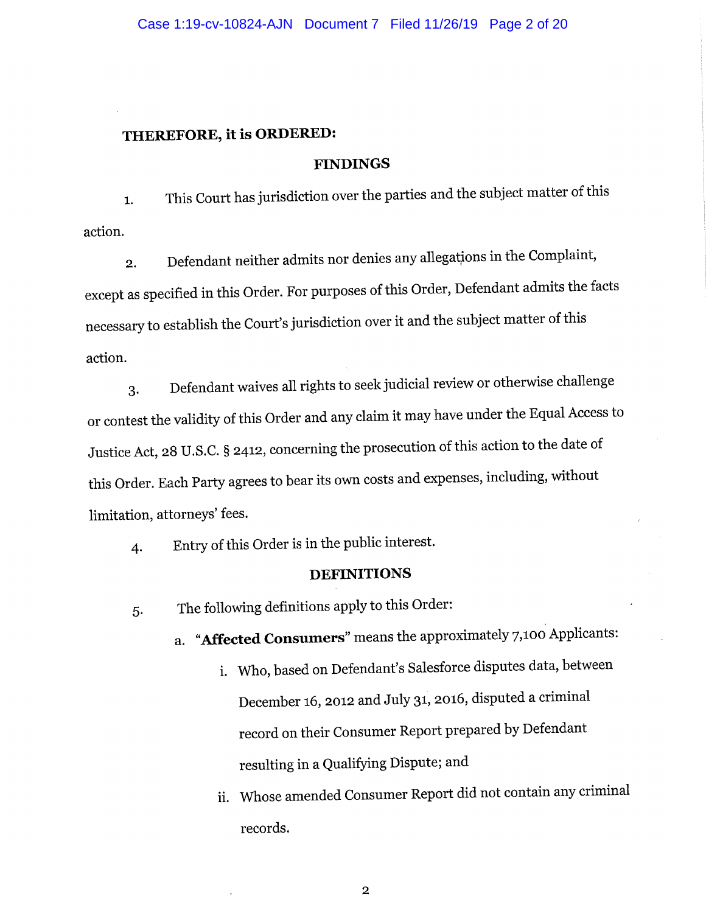**THEREFORE, it is ORDERED:**

## FINDINGS

1. This Court has jurisdiction over the parties and the subject matter of this action.

2. Defendant neither admits nor denies any allegations in the Complaint, except as specified in this Order. For purposes of this Order, Defendant admits the facts necessary to establish the Court's jurisdiction over it and the subject matter of this action.

3. Defendant waives all rights to seek judicial review or otherwise challenge or contest the validity of this Order and any claim it may have under the Equal Access to Justice Act, 28 U.S.C. § 2412, concerning the prosecution of this action to the date of this Order. Each Party agrees to bear its own costs and expenses, including, without limitation, attorneys' fees.

4. Entry of this Order is in the public interest.

## DEFINITIONS

5. The following definitions apply to this Order:

   a. "**Affected Consumers**" means the approximately 7,100 Applicants:

      i. Who, based on Defendant's Salesforce disputes data, between December 16, 2012 and July 31, 2016, disputed a criminal record on their Consumer Report prepared by Defendant resulting in a Qualifying Dispute; and

      ii. Whose amended Consumer Report did not contain any criminal records.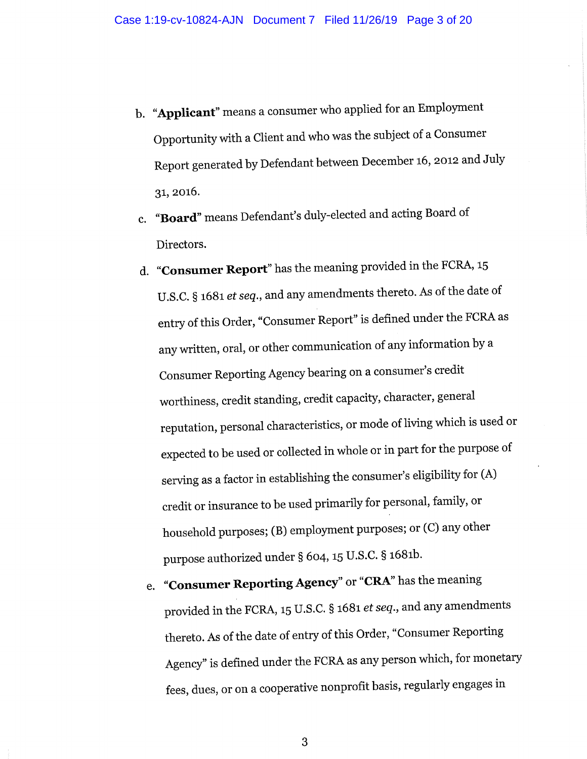b. "**Applicant**" means a consumer who applied for an Employment Opportunity with a Client and who was the subject of a Consumer Report generated by Defendant between December 16, 2012 and July 31, 2016.

c. "**Board**" means Defendant's duly-elected and acting Board of Directors.

d. "**Consumer Report**" has the meaning provided in the FCRA, 15 U.S.C. § 1681 *et seq.*, and any amendments thereto. As of the date of entry of this Order, "Consumer Report" is defined under the FCRA as any written, oral, or other communication of any information by a Consumer Reporting Agency bearing on a consumer's credit worthiness, credit standing, credit capacity, character, general reputation, personal characteristics, or mode of living which is used or expected to be used or collected in whole or in part for the purpose of serving as a factor in establishing the consumer's eligibility for (A) credit or insurance to be used primarily for personal, family, or household purposes; (B) employment purposes; or (C) any other purpose authorized under § 604, 15 U.S.C. § 1681b.

e. "**Consumer Reporting Agency**" or "**CRA**" has the meaning provided in the FCRA, 15 U.S.C. § 1681 *et seq.*, and any amendments thereto. As of the date of entry of this Order, "Consumer Reporting Agency" is defined under the FCRA as any person which, for monetary fees, dues, or on a cooperative nonprofit basis, regularly engages in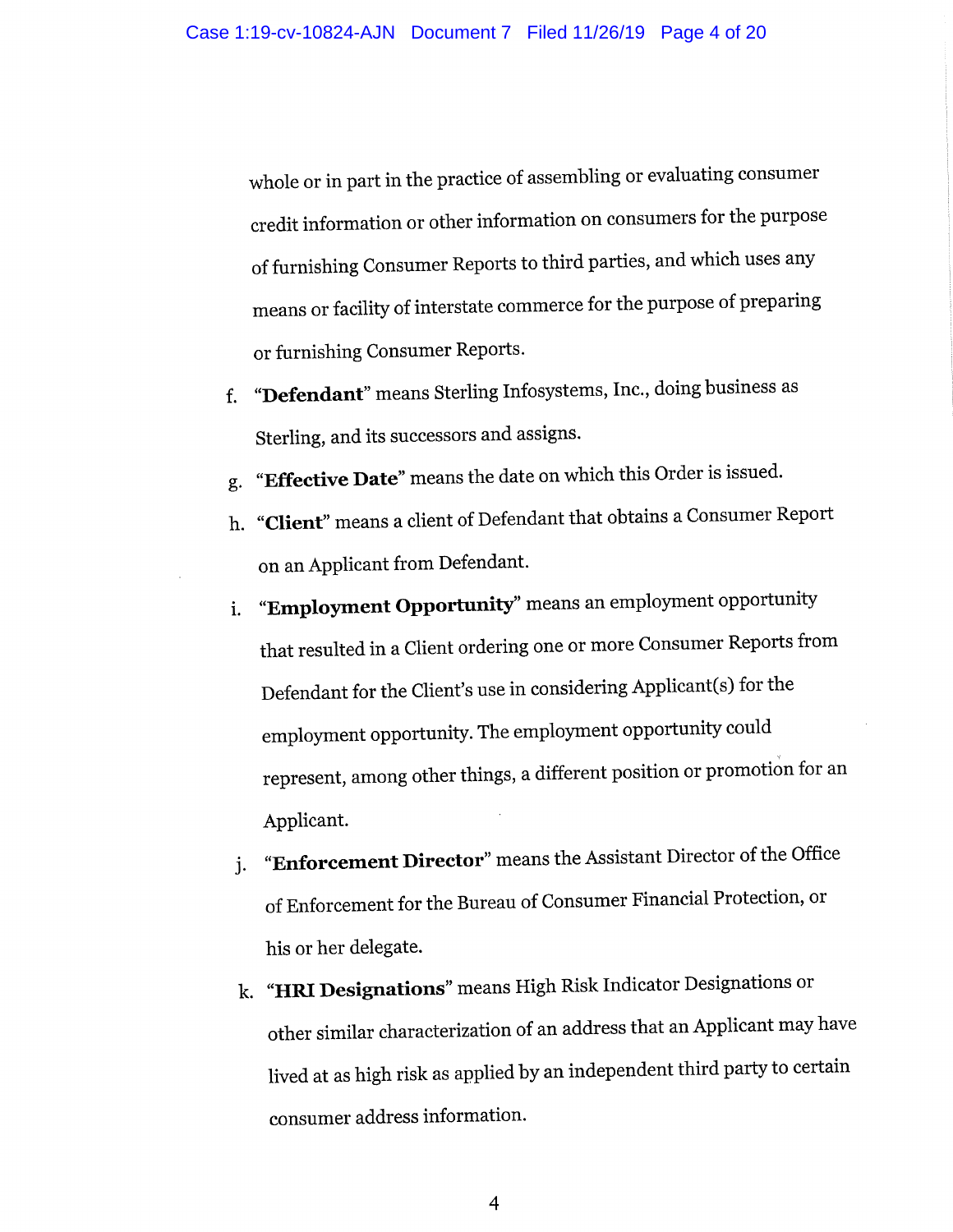whole or in part in the practice of assembling or evaluating consumer credit information or other information on consumers for the purpose of furnishing Consumer Reports to third parties, and which uses any means or facility of interstate commerce for the purpose of preparing or furnishing Consumer Reports.

f. "**Defendant**" means Sterling Infosystems, Inc., doing business as Sterling, and its successors and assigns.

g. "**Effective Date**" means the date on which this Order is issued.

h. "**Client**" means a client of Defendant that obtains a Consumer Report on an Applicant from Defendant.

i. "**Employment Opportunity**" means an employment opportunity that resulted in a Client ordering one or more Consumer Reports from Defendant for the Client's use in considering Applicant(s) for the employment opportunity. The employment opportunity could represent, among other things, a different position or promotion for an Applicant.

j. "**Enforcement Director**" means the Assistant Director of the Office of Enforcement for the Bureau of Consumer Financial Protection, or his or her delegate.

k. "**HRI Designations**" means High Risk Indicator Designations or other similar characterization of an address that an Applicant may have lived at as high risk as applied by an independent third party to certain consumer address information.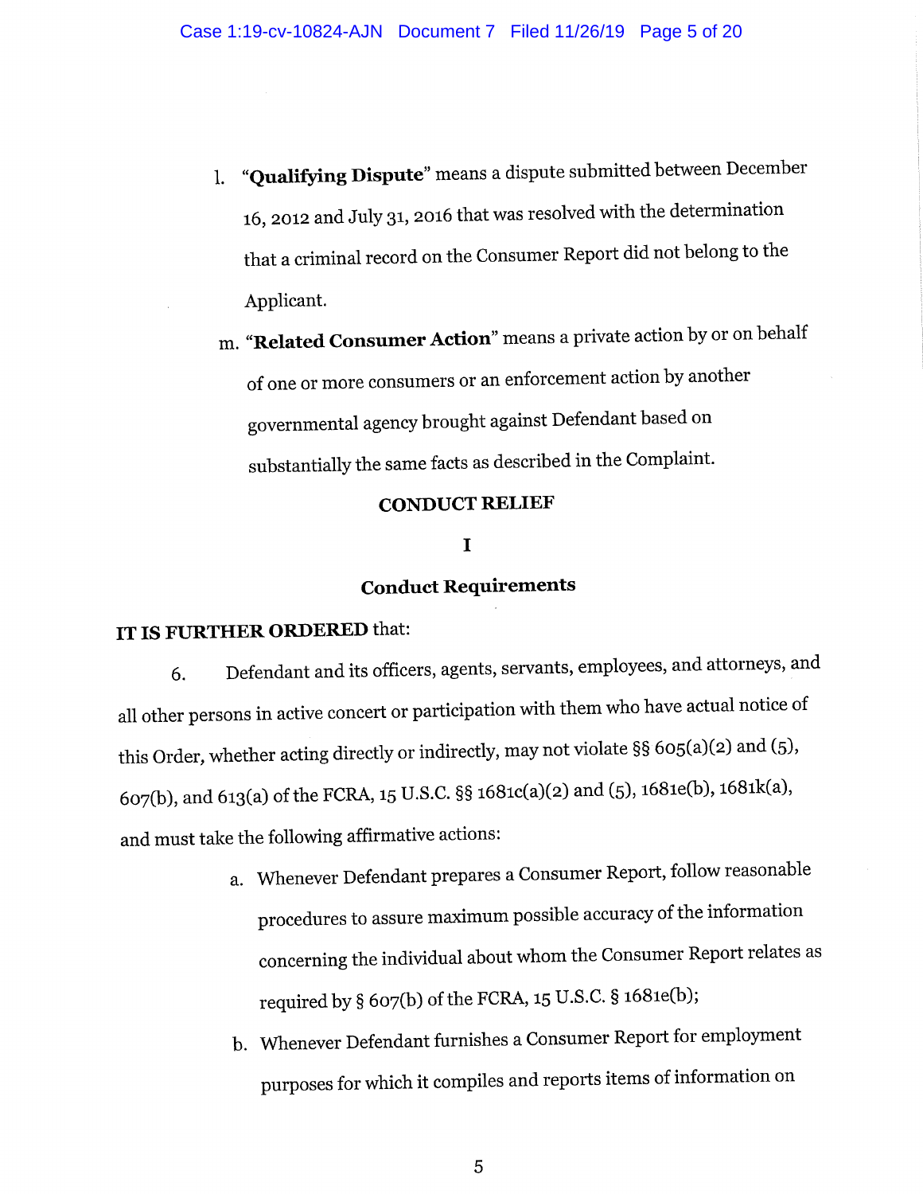l. **"Qualifying Dispute"** means a dispute submitted between December 16, 2012 and July 31, 2016 that was resolved with the determination that a criminal record on the Consumer Report did not belong to the Applicant.

m. **"Related Consumer Action"** means a private action by or on behalf of one or more consumers or an enforcement action by another governmental agency brought against Defendant based on substantially the same facts as described in the Complaint.

## CONDUCT RELIEF

### I

### Conduct Requirements

**IT IS FURTHER ORDERED** that:

6. Defendant and its officers, agents, servants, employees, and attorneys, and all other persons in active concert or participation with them who have actual notice of this Order, whether acting directly or indirectly, may not violate §§ 605(a)(2) and (5), 607(b), and 613(a) of the FCRA, 15 U.S.C. §§ 1681c(a)(2) and (5), 1681e(b), 1681k(a), and must take the following affirmative actions:

   a. Whenever Defendant prepares a Consumer Report, follow reasonable procedures to assure maximum possible accuracy of the information concerning the individual about whom the Consumer Report relates as required by § 607(b) of the FCRA, 15 U.S.C. § 1681e(b);

   b. Whenever Defendant furnishes a Consumer Report for employment purposes for which it compiles and reports items of information on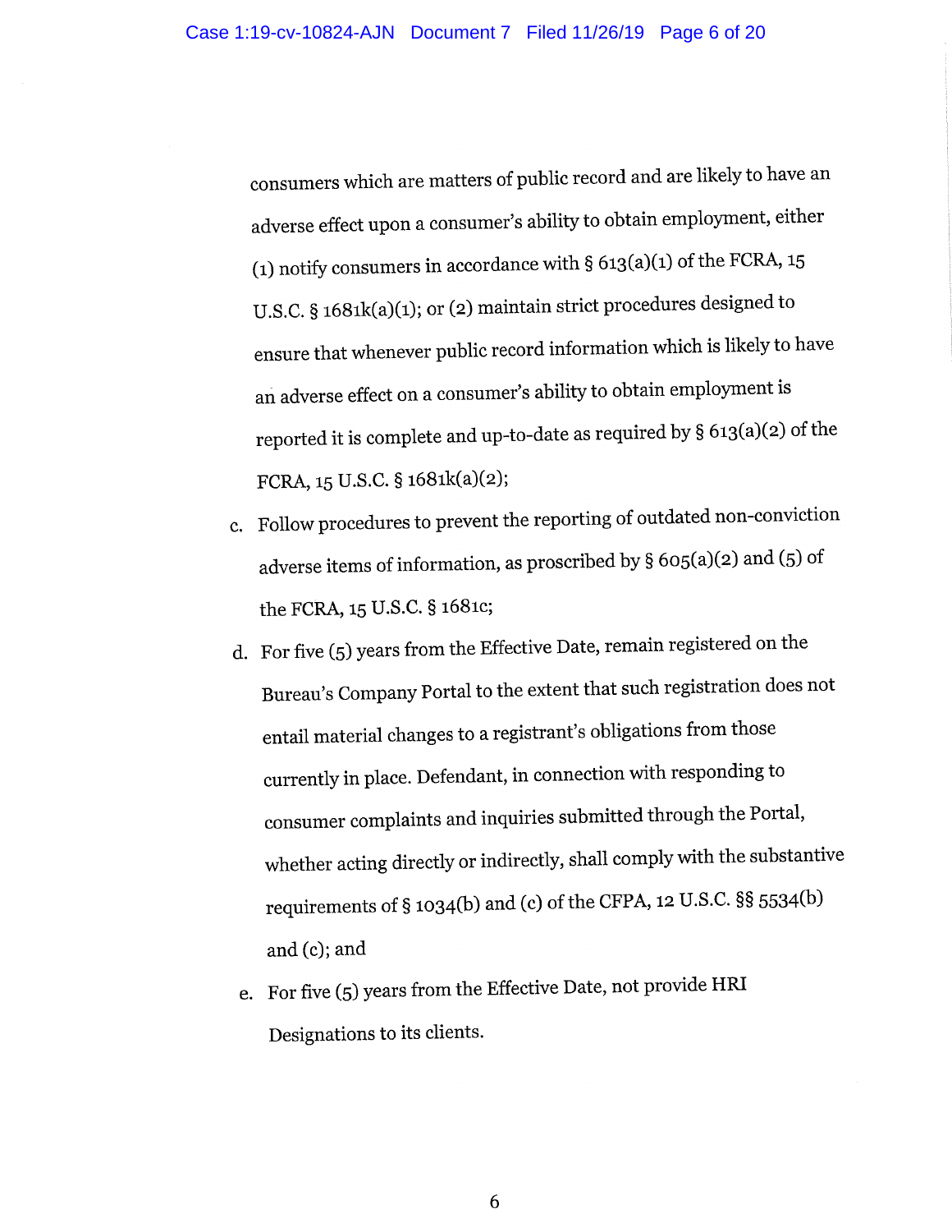consumers which are matters of public record and are likely to have an adverse effect upon a consumer's ability to obtain employment, either (1) notify consumers in accordance with § 613(a)(1) of the FCRA, 15 U.S.C. § 1681k(a)(1); or (2) maintain strict procedures designed to ensure that whenever public record information which is likely to have an adverse effect on a consumer's ability to obtain employment is reported it is complete and up-to-date as required by § 613(a)(2) of the FCRA, 15 U.S.C. § 1681k(a)(2);

c. Follow procedures to prevent the reporting of outdated non-conviction adverse items of information, as proscribed by § 605(a)(2) and (5) of the FCRA, 15 U.S.C. § 1681c;

d. For five (5) years from the Effective Date, remain registered on the Bureau's Company Portal to the extent that such registration does not entail material changes to a registrant's obligations from those currently in place. Defendant, in connection with responding to consumer complaints and inquiries submitted through the Portal, whether acting directly or indirectly, shall comply with the substantive requirements of § 1034(b) and (c) of the CFPA, 12 U.S.C. §§ 5534(b) and (c); and

e. For five (5) years from the Effective Date, not provide HRI Designations to its clients.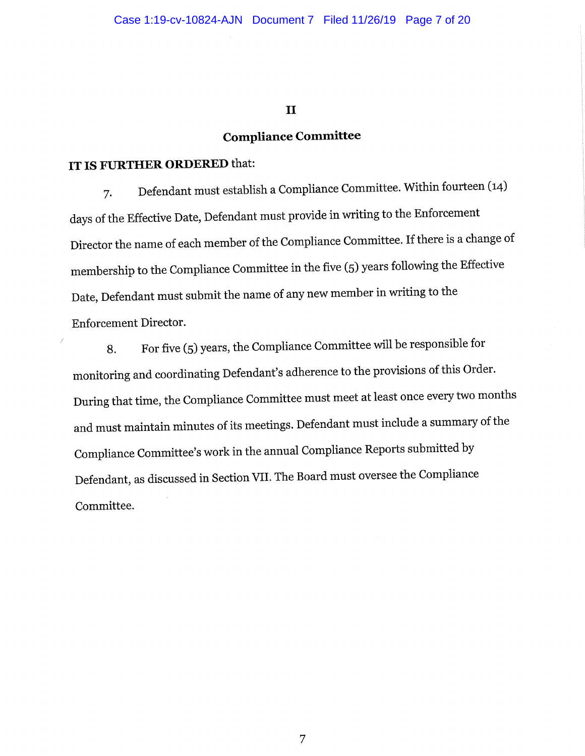## II

## Compliance Committee

**IT IS FURTHER ORDERED** that:

7. Defendant must establish a Compliance Committee. Within fourteen (14) days of the Effective Date, Defendant must provide in writing to the Enforcement Director the name of each member of the Compliance Committee. If there is a change of membership to the Compliance Committee in the five (5) years following the Effective Date, Defendant must submit the name of any new member in writing to the Enforcement Director.

8. For five (5) years, the Compliance Committee will be responsible for monitoring and coordinating Defendant's adherence to the provisions of this Order. During that time, the Compliance Committee must meet at least once every two months and must maintain minutes of its meetings. Defendant must include a summary of the Compliance Committee's work in the annual Compliance Reports submitted by Defendant, as discussed in Section VII. The Board must oversee the Compliance Committee.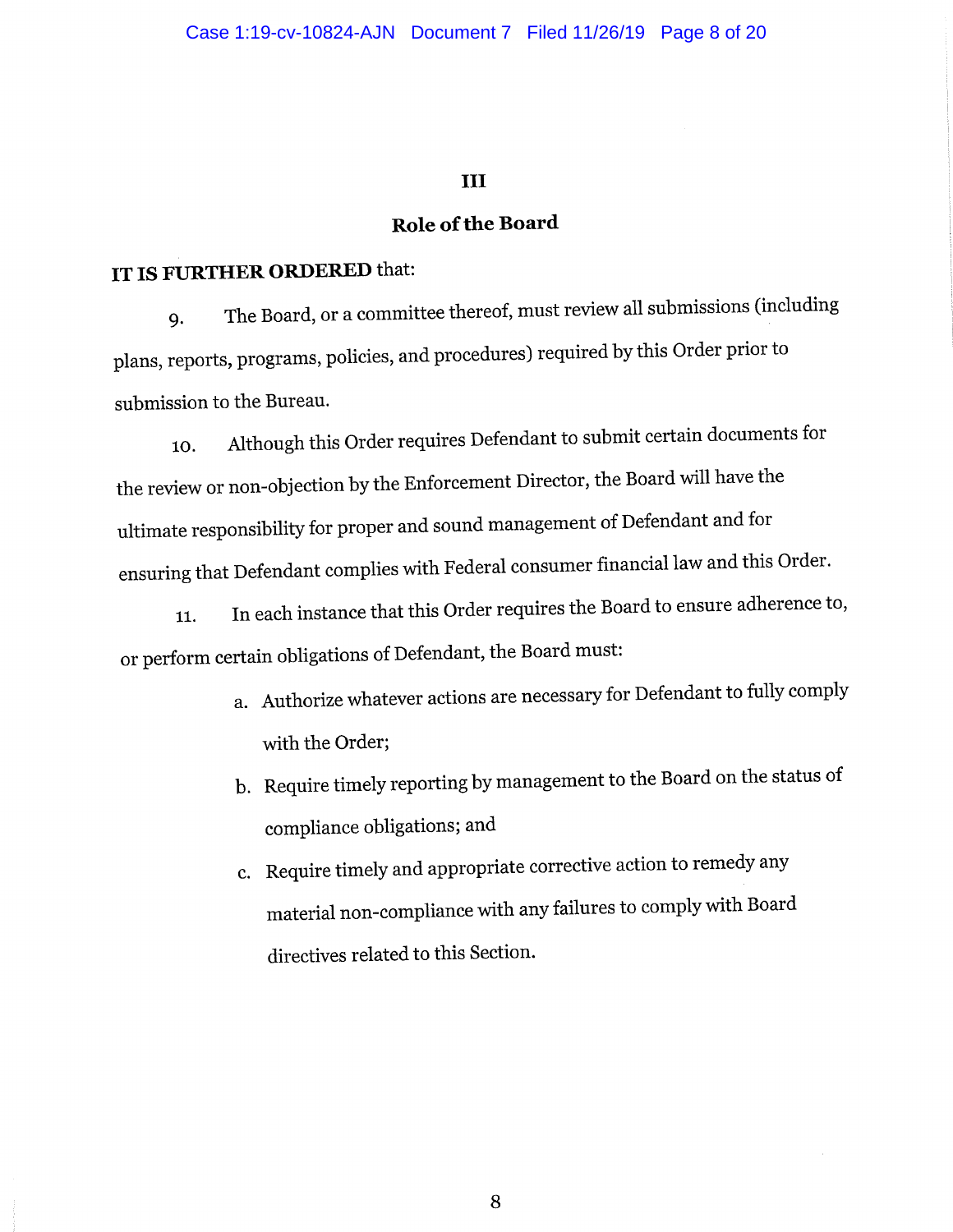# III

## Role of the Board

**IT IS FURTHER ORDERED** that:

9. The Board, or a committee thereof, must review all submissions (including plans, reports, programs, policies, and procedures) required by this Order prior to submission to the Bureau.

10. Although this Order requires Defendant to submit certain documents for the review or non-objection by the Enforcement Director, the Board will have the ultimate responsibility for proper and sound management of Defendant and for ensuring that Defendant complies with Federal consumer financial law and this Order.

11. In each instance that this Order requires the Board to ensure adherence to, or perform certain obligations of Defendant, the Board must:

   a. Authorize whatever actions are necessary for Defendant to fully comply with the Order;

   b. Require timely reporting by management to the Board on the status of compliance obligations; and

   c. Require timely and appropriate corrective action to remedy any material non-compliance with any failures to comply with Board directives related to this Section.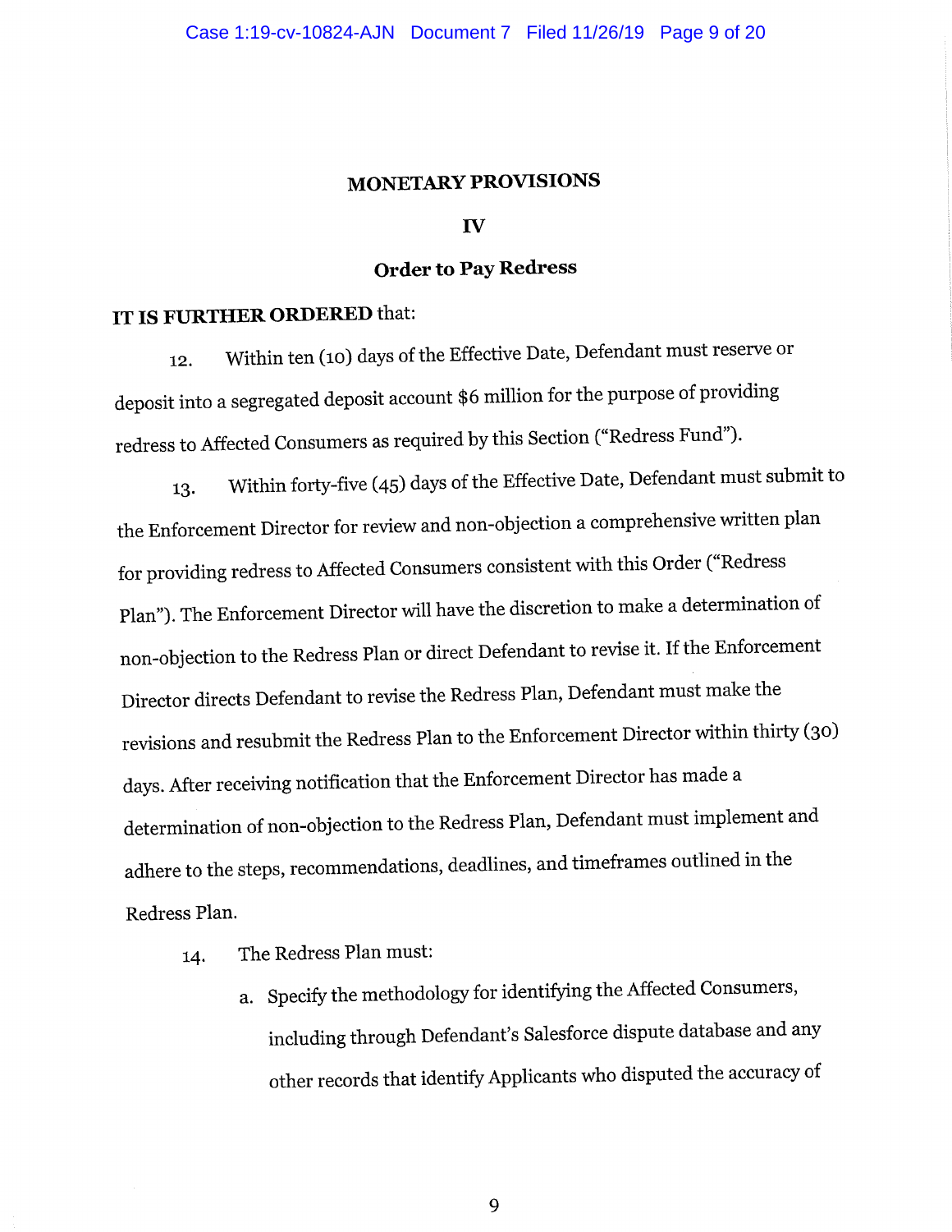## MONETARY PROVISIONS

### IV

### Order to Pay Redress

**IT IS FURTHER ORDERED** that:

12. Within ten (10) days of the Effective Date, Defendant must reserve or deposit into a segregated deposit account $6 million for the purpose of providing redress to Affected Consumers as required by this Section ("Redress Fund").

13. Within forty-five (45) days of the Effective Date, Defendant must submit to the Enforcement Director for review and non-objection a comprehensive written plan for providing redress to Affected Consumers consistent with this Order ("Redress Plan"). The Enforcement Director will have the discretion to make a determination of non-objection to the Redress Plan or direct Defendant to revise it. If the Enforcement Director directs Defendant to revise the Redress Plan, Defendant must make the revisions and resubmit the Redress Plan to the Enforcement Director within thirty (30) days. After receiving notification that the Enforcement Director has made a determination of non-objection to the Redress Plan, Defendant must implement and adhere to the steps, recommendations, deadlines, and timeframes outlined in the Redress Plan.

14. The Redress Plan must:

    a. Specify the methodology for identifying the Affected Consumers, including through Defendant's Salesforce dispute database and any other records that identify Applicants who disputed the accuracy of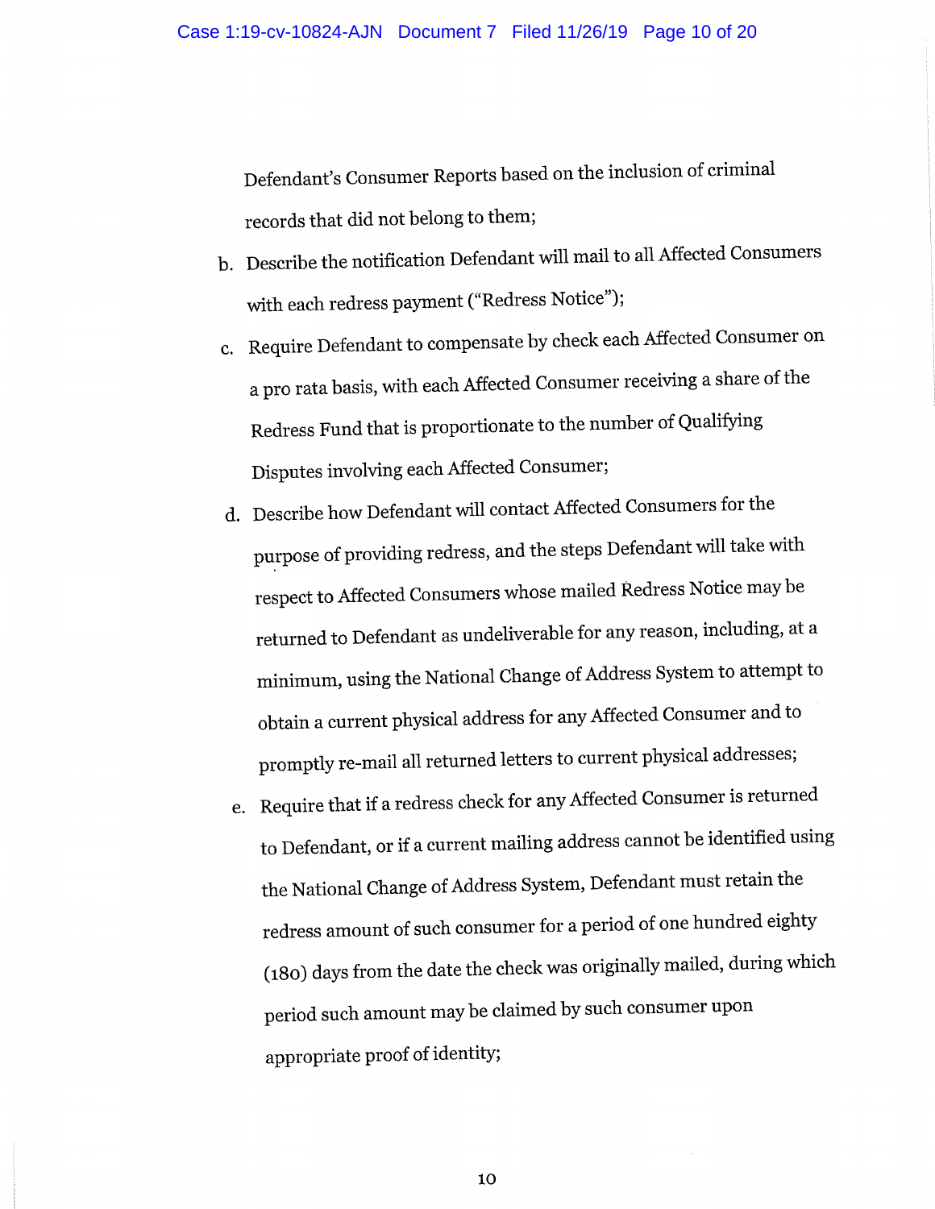Defendant's Consumer Reports based on the inclusion of criminal records that did not belong to them;

b. Describe the notification Defendant will mail to all Affected Consumers with each redress payment ("Redress Notice");

c. Require Defendant to compensate by check each Affected Consumer on a pro rata basis, with each Affected Consumer receiving a share of the Redress Fund that is proportionate to the number of Qualifying Disputes involving each Affected Consumer;

d. Describe how Defendant will contact Affected Consumers for the purpose of providing redress, and the steps Defendant will take with respect to Affected Consumers whose mailed Redress Notice may be returned to Defendant as undeliverable for any reason, including, at a minimum, using the National Change of Address System to attempt to obtain a current physical address for any Affected Consumer and to promptly re-mail all returned letters to current physical addresses;

e. Require that if a redress check for any Affected Consumer is returned to Defendant, or if a current mailing address cannot be identified using the National Change of Address System, Defendant must retain the redress amount of such consumer for a period of one hundred eighty (180) days from the date the check was originally mailed, during which period such amount may be claimed by such consumer upon appropriate proof of identity;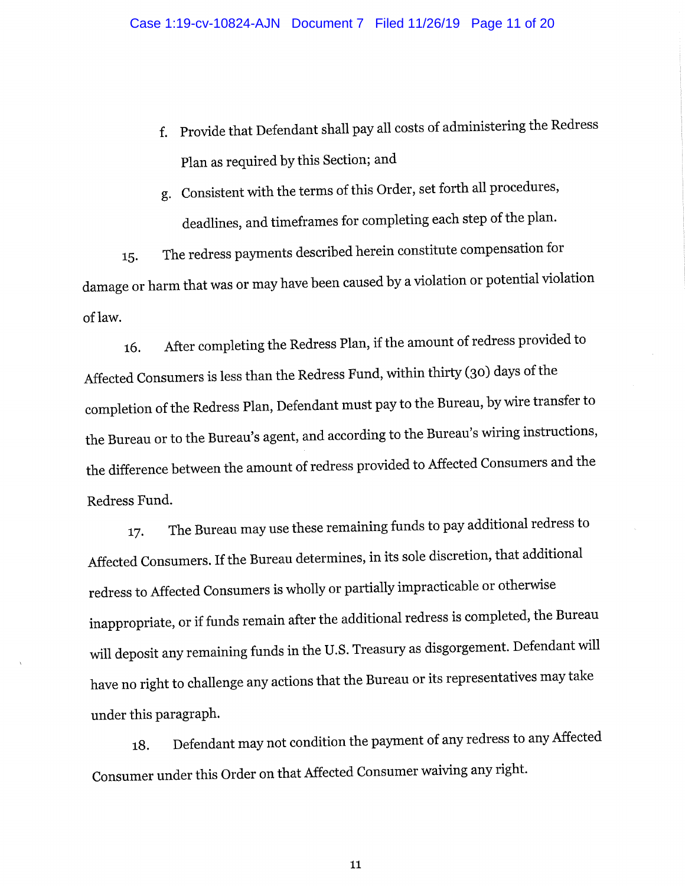f. Provide that Defendant shall pay all costs of administering the Redress Plan as required by this Section; and

g. Consistent with the terms of this Order, set forth all procedures, deadlines, and timeframes for completing each step of the plan.

15. The redress payments described herein constitute compensation for damage or harm that was or may have been caused by a violation or potential violation of law.

16. After completing the Redress Plan, if the amount of redress provided to Affected Consumers is less than the Redress Fund, within thirty (30) days of the completion of the Redress Plan, Defendant must pay to the Bureau, by wire transfer to the Bureau or to the Bureau's agent, and according to the Bureau's wiring instructions, the difference between the amount of redress provided to Affected Consumers and the Redress Fund.

17. The Bureau may use these remaining funds to pay additional redress to Affected Consumers. If the Bureau determines, in its sole discretion, that additional redress to Affected Consumers is wholly or partially impracticable or otherwise inappropriate, or if funds remain after the additional redress is completed, the Bureau will deposit any remaining funds in the U.S. Treasury as disgorgement. Defendant will have no right to challenge any actions that the Bureau or its representatives may take under this paragraph.

18. Defendant may not condition the payment of any redress to any Affected Consumer under this Order on that Affected Consumer waiving any right.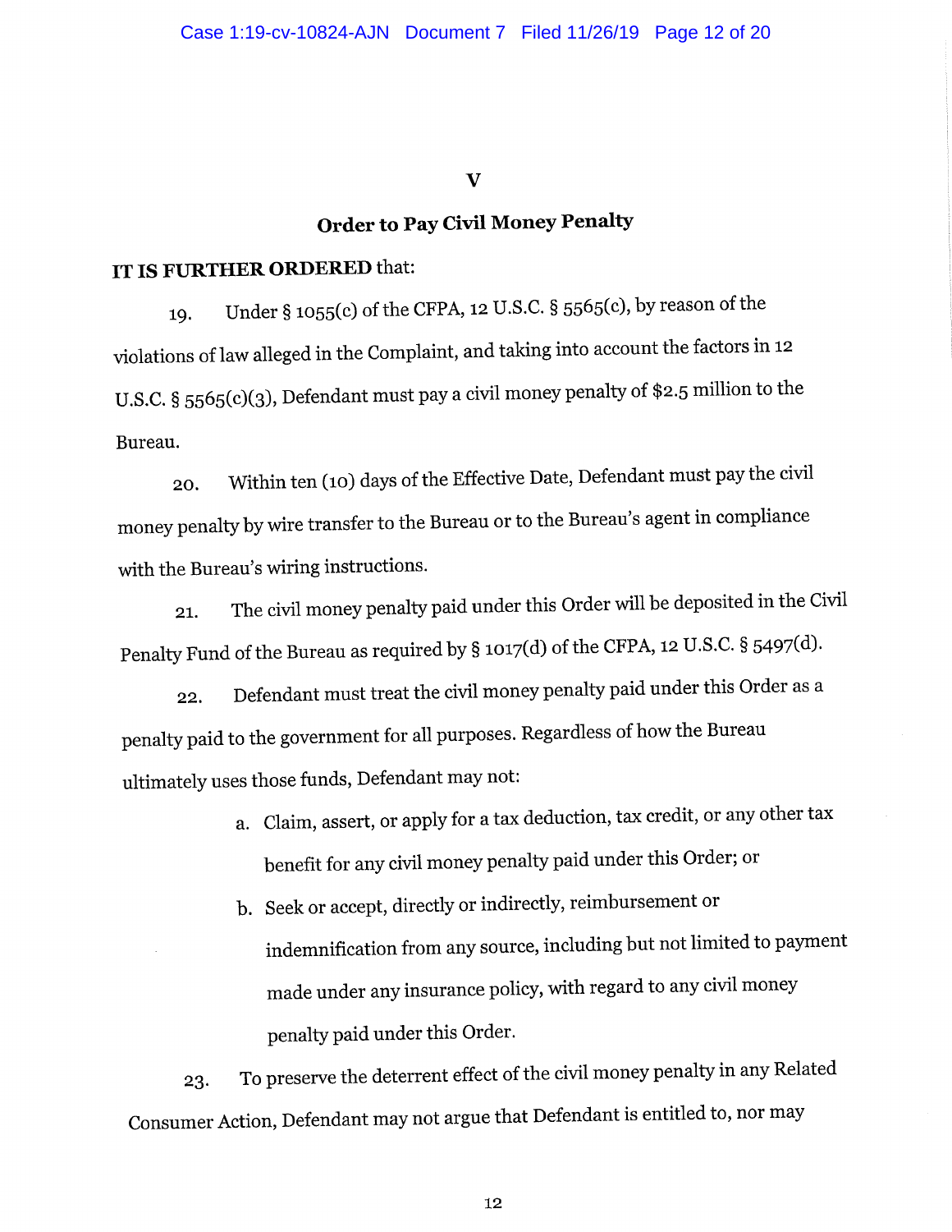## V

## Order to Pay Civil Money Penalty

**IT IS FURTHER ORDERED** that:

19. Under § 1055(c) of the CFPA, 12 U.S.C. § 5565(c), by reason of the violations of law alleged in the Complaint, and taking into account the factors in 12 U.S.C. § 5565(c)(3), Defendant must pay a civil money penalty of $2.5 million to the Bureau.

20. Within ten (10) days of the Effective Date, Defendant must pay the civil money penalty by wire transfer to the Bureau or to the Bureau's agent in compliance with the Bureau's wiring instructions.

21. The civil money penalty paid under this Order will be deposited in the Civil Penalty Fund of the Bureau as required by § 1017(d) of the CFPA, 12 U.S.C. § 5497(d).

22. Defendant must treat the civil money penalty paid under this Order as a penalty paid to the government for all purposes. Regardless of how the Bureau ultimately uses those funds, Defendant may not:

   a. Claim, assert, or apply for a tax deduction, tax credit, or any other tax benefit for any civil money penalty paid under this Order; or

   b. Seek or accept, directly or indirectly, reimbursement or indemnification from any source, including but not limited to payment made under any insurance policy, with regard to any civil money penalty paid under this Order.

23. To preserve the deterrent effect of the civil money penalty in any Related Consumer Action, Defendant may not argue that Defendant is entitled to, nor may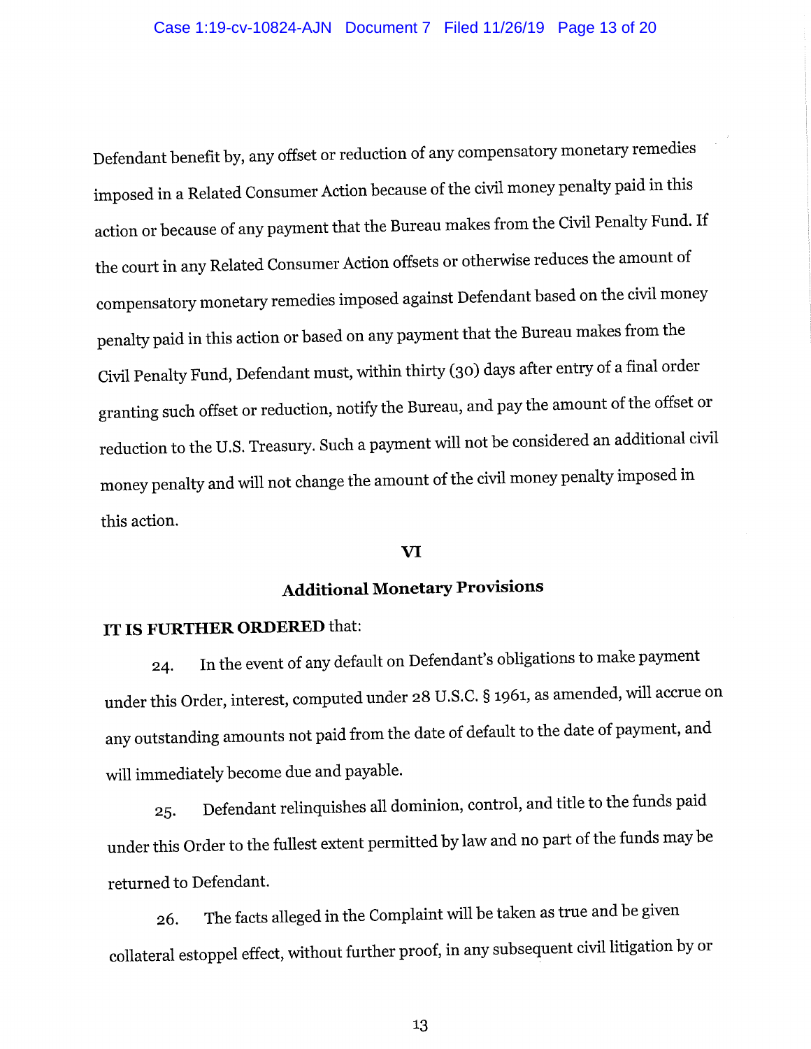Defendant benefit by, any offset or reduction of any compensatory monetary remedies imposed in a Related Consumer Action because of the civil money penalty paid in this action or because of any payment that the Bureau makes from the Civil Penalty Fund. If the court in any Related Consumer Action offsets or otherwise reduces the amount of compensatory monetary remedies imposed against Defendant based on the civil money penalty paid in this action or based on any payment that the Bureau makes from the Civil Penalty Fund, Defendant must, within thirty (30) days after entry of a final order granting such offset or reduction, notify the Bureau, and pay the amount of the offset or reduction to the U.S. Treasury. Such a payment will not be considered an additional civil money penalty and will not change the amount of the civil money penalty imposed in this action.

## VI

## Additional Monetary Provisions

**IT IS FURTHER ORDERED** that:

24. In the event of any default on Defendant's obligations to make payment under this Order, interest, computed under 28 U.S.C. § 1961, as amended, will accrue on any outstanding amounts not paid from the date of default to the date of payment, and will immediately become due and payable.

25. Defendant relinquishes all dominion, control, and title to the funds paid under this Order to the fullest extent permitted by law and no part of the funds may be returned to Defendant.

26. The facts alleged in the Complaint will be taken as true and be given collateral estoppel effect, without further proof, in any subsequent civil litigation by or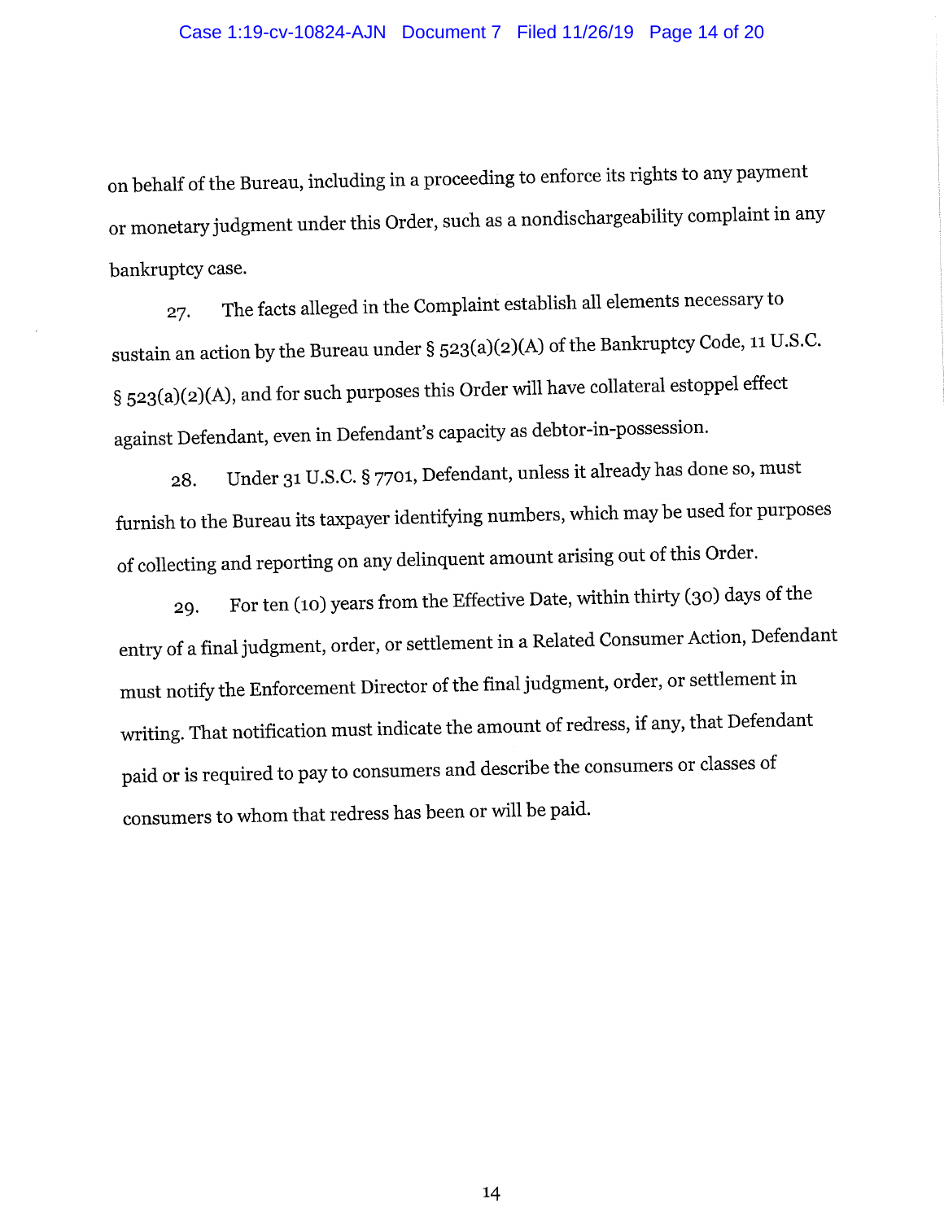on behalf of the Bureau, including in a proceeding to enforce its rights to any payment or monetary judgment under this Order, such as a nondischargeability complaint in any bankruptcy case.

27. The facts alleged in the Complaint establish all elements necessary to sustain an action by the Bureau under § 523(a)(2)(A) of the Bankruptcy Code, 11 U.S.C. § 523(a)(2)(A), and for such purposes this Order will have collateral estoppel effect against Defendant, even in Defendant's capacity as debtor-in-possession.

28. Under 31 U.S.C. § 7701, Defendant, unless it already has done so, must furnish to the Bureau its taxpayer identifying numbers, which may be used for purposes of collecting and reporting on any delinquent amount arising out of this Order.

29. For ten (10) years from the Effective Date, within thirty (30) days of the entry of a final judgment, order, or settlement in a Related Consumer Action, Defendant must notify the Enforcement Director of the final judgment, order, or settlement in writing. That notification must indicate the amount of redress, if any, that Defendant paid or is required to pay to consumers and describe the consumers or classes of consumers to whom that redress has been or will be paid.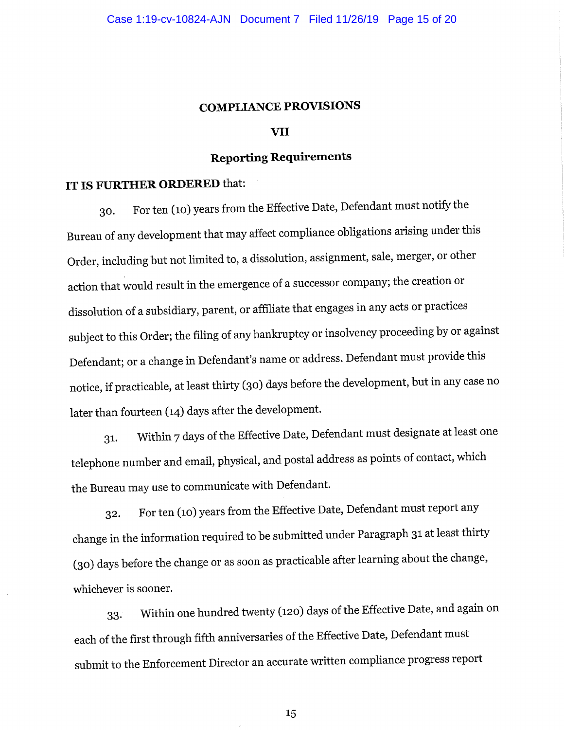## COMPLIANCE PROVISIONS

### VII

### Reporting Requirements

**IT IS FURTHER ORDERED** that:

30. For ten (10) years from the Effective Date, Defendant must notify the Bureau of any development that may affect compliance obligations arising under this Order, including but not limited to, a dissolution, assignment, sale, merger, or other action that would result in the emergence of a successor company; the creation or dissolution of a subsidiary, parent, or affiliate that engages in any acts or practices subject to this Order; the filing of any bankruptcy or insolvency proceeding by or against Defendant; or a change in Defendant's name or address. Defendant must provide this notice, if practicable, at least thirty (30) days before the development, but in any case no later than fourteen (14) days after the development.

31. Within 7 days of the Effective Date, Defendant must designate at least one telephone number and email, physical, and postal address as points of contact, which the Bureau may use to communicate with Defendant.

32. For ten (10) years from the Effective Date, Defendant must report any change in the information required to be submitted under Paragraph 31 at least thirty (30) days before the change or as soon as practicable after learning about the change, whichever is sooner.

33. Within one hundred twenty (120) days of the Effective Date, and again on each of the first through fifth anniversaries of the Effective Date, Defendant must submit to the Enforcement Director an accurate written compliance progress report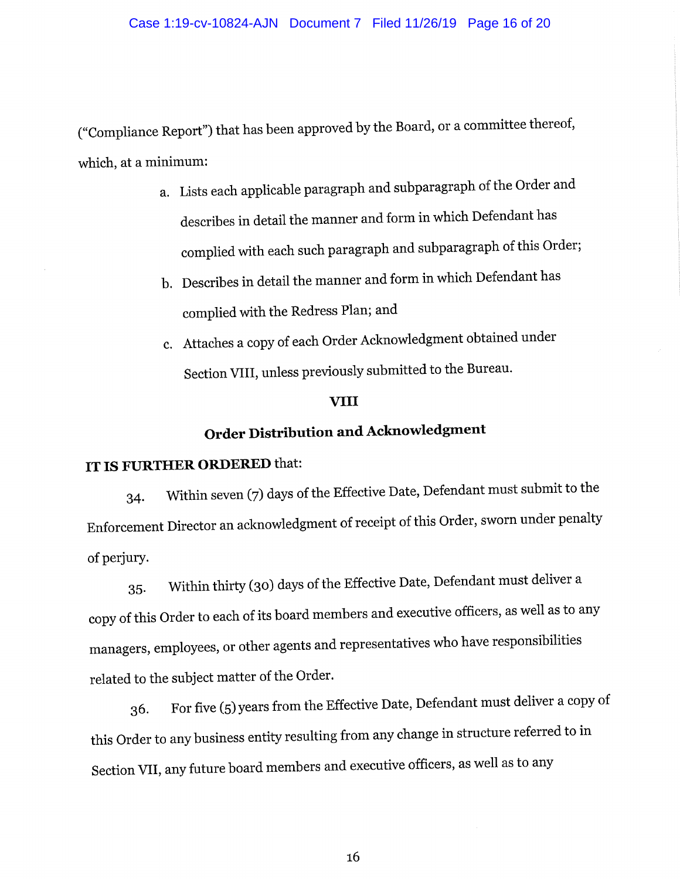("Compliance Report") that has been approved by the Board, or a committee thereof, which, at a minimum:

a. Lists each applicable paragraph and subparagraph of the Order and describes in detail the manner and form in which Defendant has complied with each such paragraph and subparagraph of this Order;

b. Describes in detail the manner and form in which Defendant has complied with the Redress Plan; and

c. Attaches a copy of each Order Acknowledgment obtained under Section VIII, unless previously submitted to the Bureau.

## VIII

## Order Distribution and Acknowledgment

**IT IS FURTHER ORDERED** that:

34. Within seven (7) days of the Effective Date, Defendant must submit to the Enforcement Director an acknowledgment of receipt of this Order, sworn under penalty of perjury.

35. Within thirty (30) days of the Effective Date, Defendant must deliver a copy of this Order to each of its board members and executive officers, as well as to any managers, employees, or other agents and representatives who have responsibilities related to the subject matter of the Order.

36. For five (5) years from the Effective Date, Defendant must deliver a copy of this Order to any business entity resulting from any change in structure referred to in Section VII, any future board members and executive officers, as well as to any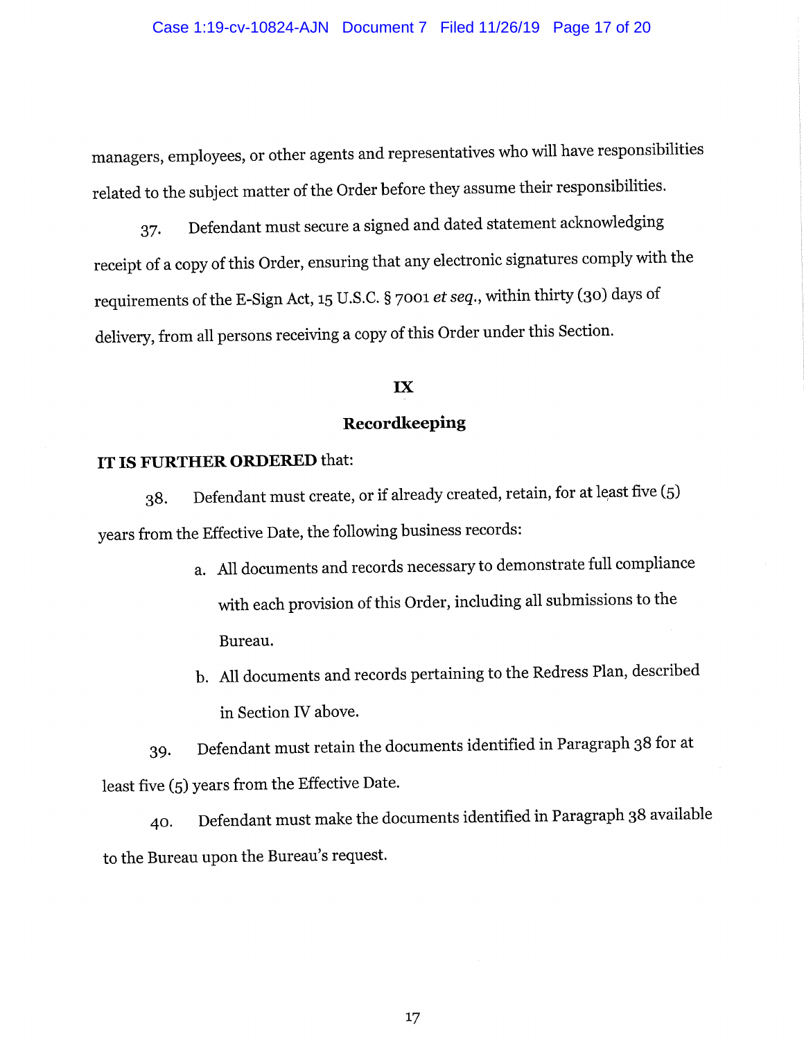managers, employees, or other agents and representatives who will have responsibilities related to the subject matter of the Order before they assume their responsibilities.

37. Defendant must secure a signed and dated statement acknowledging receipt of a copy of this Order, ensuring that any electronic signatures comply with the requirements of the E-Sign Act, 15 U.S.C. § 7001 *et seq.*, within thirty (30) days of delivery, from all persons receiving a copy of this Order under this Section.

## IX

## Recordkeeping

**IT IS FURTHER ORDERED** that:

38. Defendant must create, or if already created, retain, for at least five (5) years from the Effective Date, the following business records:

   a. All documents and records necessary to demonstrate full compliance with each provision of this Order, including all submissions to the Bureau.

   b. All documents and records pertaining to the Redress Plan, described in Section IV above.

39. Defendant must retain the documents identified in Paragraph 38 for at least five (5) years from the Effective Date.

40. Defendant must make the documents identified in Paragraph 38 available to the Bureau upon the Bureau's request.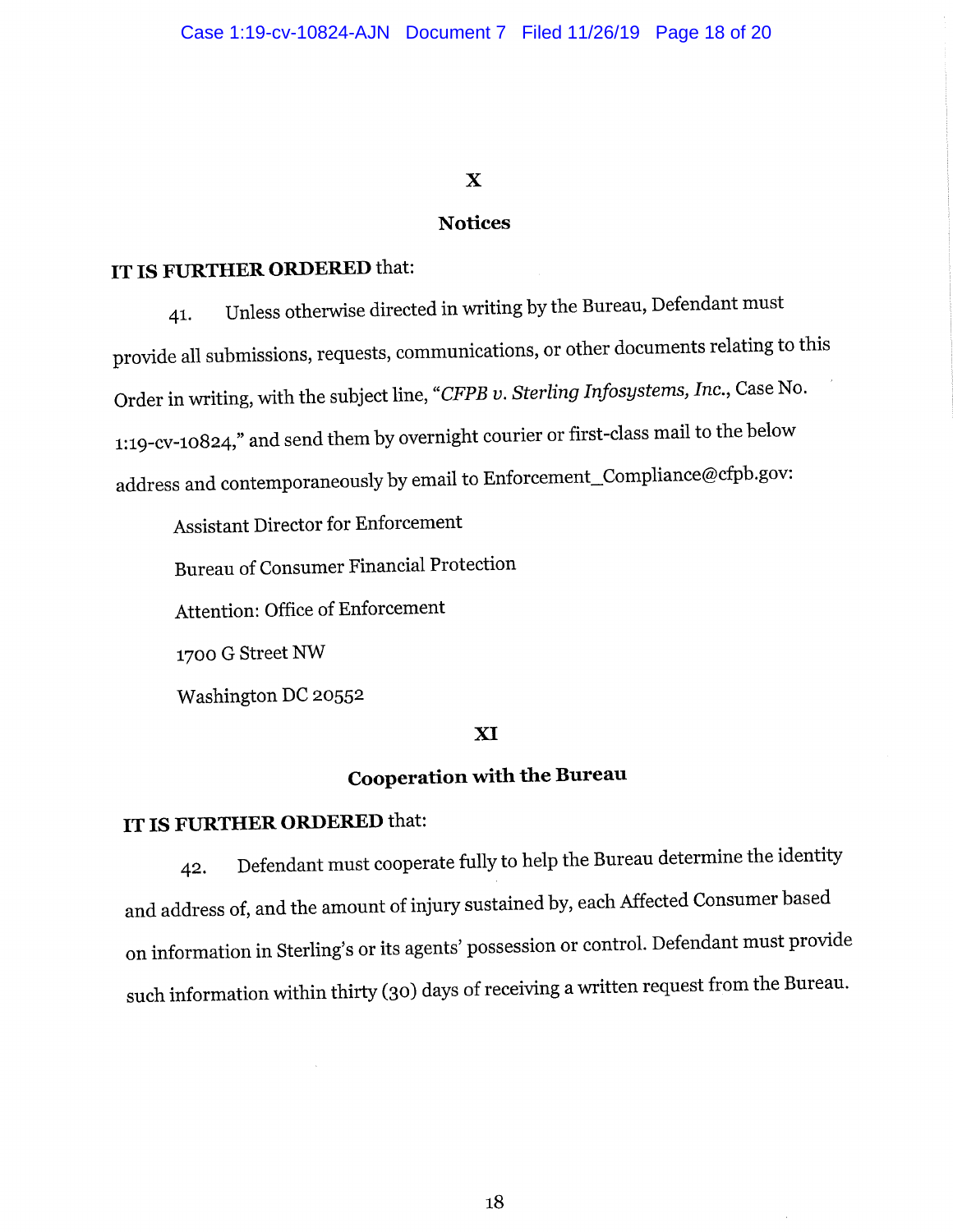## X

## Notices

**IT IS FURTHER ORDERED** that:

41. Unless otherwise directed in writing by the Bureau, Defendant must provide all submissions, requests, communications, or other documents relating to this Order in writing, with the subject line, "*CFPB v. Sterling Infosystems, Inc.*, Case No. 1:19-cv-10824," and send them by overnight courier or first-class mail to the below address and contemporaneously by email to Enforcement_Compliance@cfpb.gov:

Assistant Director for Enforcement

Bureau of Consumer Financial Protection

Attention: Office of Enforcement

1700 G Street NW

Washington DC 20552

## XI

## Cooperation with the Bureau

**IT IS FURTHER ORDERED** that:

42. Defendant must cooperate fully to help the Bureau determine the identity and address of, and the amount of injury sustained by, each Affected Consumer based on information in Sterling's or its agents' possession or control. Defendant must provide such information within thirty (30) days of receiving a written request from the Bureau.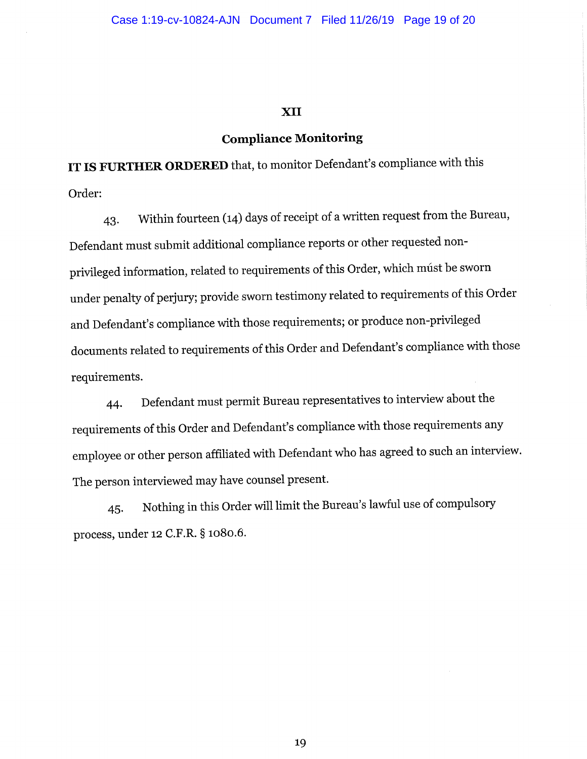## XII

## Compliance Monitoring

**IT IS FURTHER ORDERED** that, to monitor Defendant's compliance with this Order:

43. Within fourteen (14) days of receipt of a written request from the Bureau, Defendant must submit additional compliance reports or other requested non-privileged information, related to requirements of this Order, which must be sworn under penalty of perjury; provide sworn testimony related to requirements of this Order and Defendant's compliance with those requirements; or produce non-privileged documents related to requirements of this Order and Defendant's compliance with those requirements.

44. Defendant must permit Bureau representatives to interview about the requirements of this Order and Defendant's compliance with those requirements any employee or other person affiliated with Defendant who has agreed to such an interview. The person interviewed may have counsel present.

45. Nothing in this Order will limit the Bureau's lawful use of compulsory process, under 12 C.F.R. § 1080.6.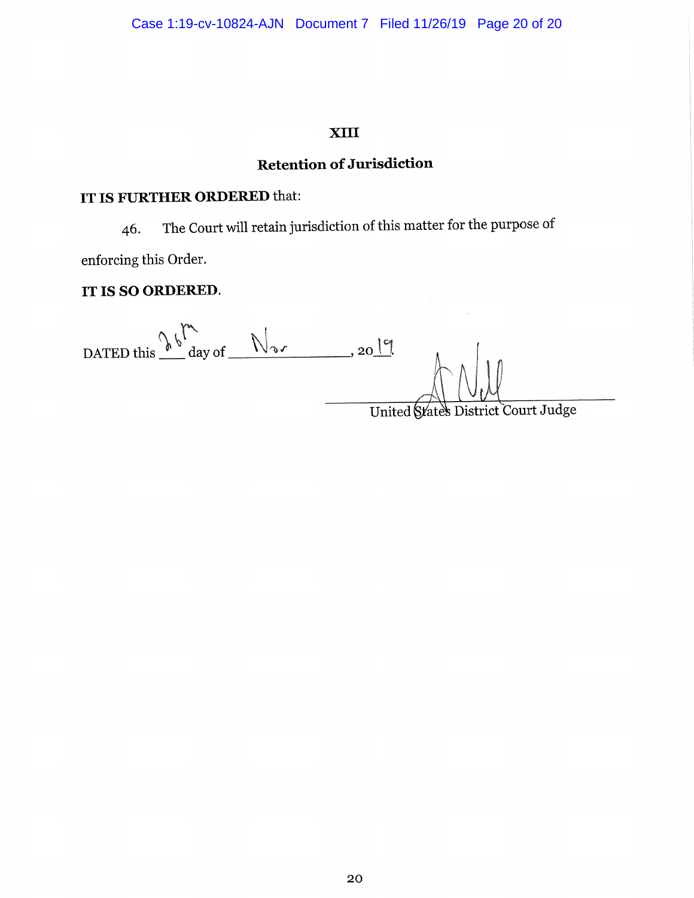## XIII

## Retention of Jurisdiction

**IT IS FURTHER ORDERED** that:

46. The Court will retain jurisdiction of this matter for the purpose of enforcing this Order.

**IT IS SO ORDERED.**

DATED this 26th day of Nov, 2019.

United States District Court Judge